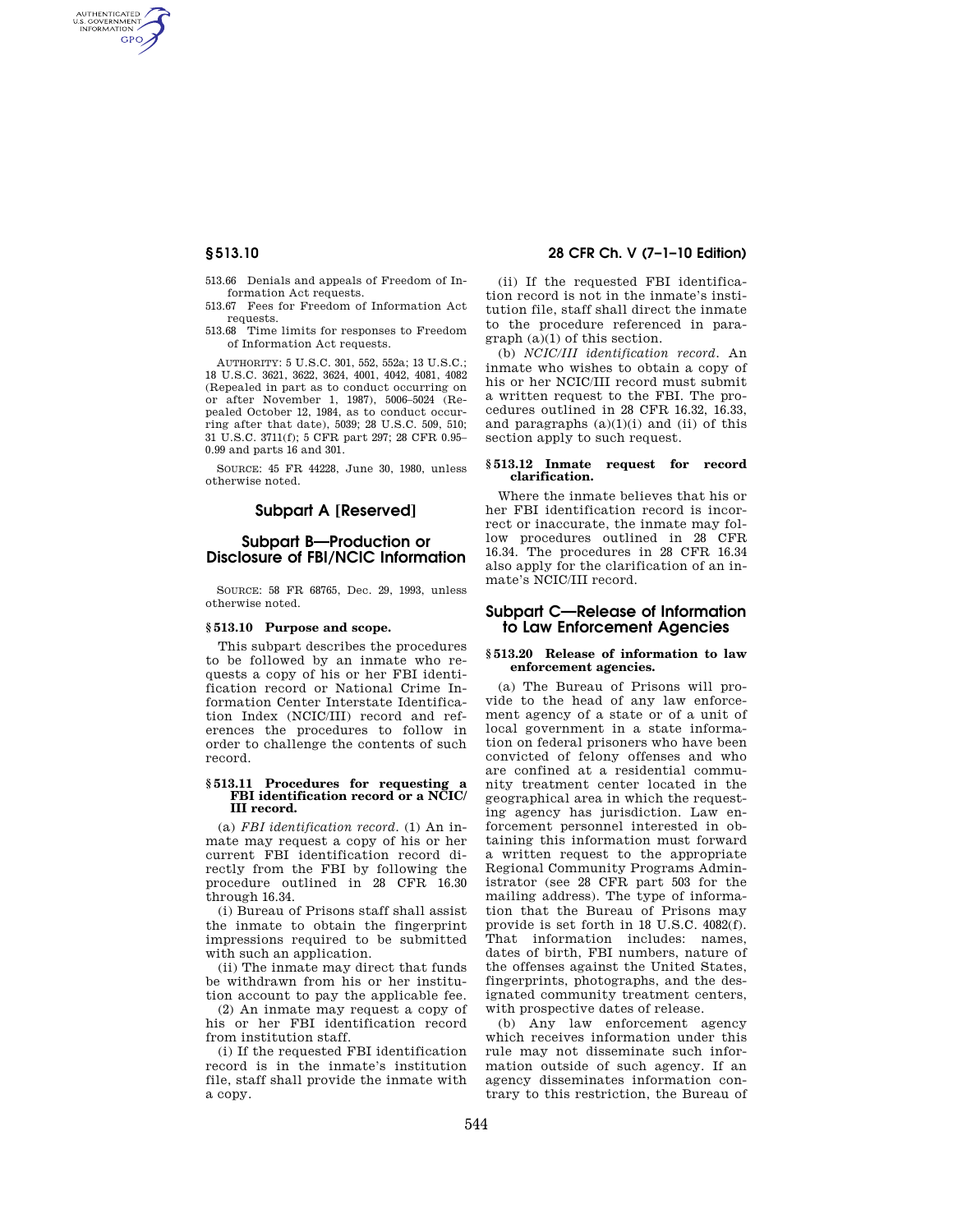513.66 Denials and appeals of Freedom of Information Act requests.
513.67 Fees for Freedom of Information Act requests.
513.68 Time limits for responses to Freedom of Information Act requests.

AUTHORITY: 5 U.S.C. 301, 552, 552a; 13 U.S.C.; 18 U.S.C. 3621, 3622, 3624, 4001, 4042, 4081, 4082 (Repealed in part as to conduct occurring on or after November 1, 1987), 5006–5024 (Repealed October 12, 1984, as to conduct occurring after that date), 5039; 28 U.S.C. 509, 510; 31 U.S.C. 3711(f); 5 CFR part 297; 28 CFR 0.95–0.99 and parts 16 and 301.

SOURCE: 45 FR 44228, June 30, 1980, unless otherwise noted.

## Subpart A [Reserved]

## Subpart B—Production or Disclosure of FBI/NCIC Information

SOURCE: 58 FR 68765, Dec. 29, 1993, unless otherwise noted.

### § 513.10 Purpose and scope.

This subpart describes the procedures to be followed by an inmate who requests a copy of his or her FBI identification record or National Crime Information Center Interstate Identification Index (NCIC/III) record and references the procedures to follow in order to challenge the contents of such record.

### § 513.11 Procedures for requesting a FBI identification record or a NCIC/III record.

(a) *FBI identification record.* (1) An inmate may request a copy of his or her current FBI identification record directly from the FBI by following the procedure outlined in 28 CFR 16.30 through 16.34.

(i) Bureau of Prisons staff shall assist the inmate to obtain the fingerprint impressions required to be submitted with such an application.

(ii) The inmate may direct that funds be withdrawn from his or her institution account to pay the applicable fee.

(2) An inmate may request a copy of his or her FBI identification record from institution staff.

(i) If the requested FBI identification record is in the inmate's institution file, staff shall provide the inmate with a copy.

(ii) If the requested FBI identification record is not in the inmate's institution file, staff shall direct the inmate to the procedure referenced in paragraph (a)(1) of this section.

(b) *NCIC/III identification record.* An inmate who wishes to obtain a copy of his or her NCIC/III record must submit a written request to the FBI. The procedures outlined in 28 CFR 16.32, 16.33, and paragraphs (a)(1)(i) and (ii) of this section apply to such request.

### § 513.12 Inmate request for record clarification.

Where the inmate believes that his or her FBI identification record is incorrect or inaccurate, the inmate may follow procedures outlined in 28 CFR 16.34. The procedures in 28 CFR 16.34 also apply for the clarification of an inmate's NCIC/III record.

## Subpart C—Release of Information to Law Enforcement Agencies

### § 513.20 Release of information to law enforcement agencies.

(a) The Bureau of Prisons will provide to the head of any law enforcement agency of a state or of a unit of local government in a state information on federal prisoners who have been convicted of felony offenses and who are confined at a residential community treatment center located in the geographical area in which the requesting agency has jurisdiction. Law enforcement personnel interested in obtaining this information must forward a written request to the appropriate Regional Community Programs Administrator (see 28 CFR part 503 for the mailing address). The type of information that the Bureau of Prisons may provide is set forth in 18 U.S.C. 4082(f). That information includes: names, dates of birth, FBI numbers, nature of the offenses against the United States, fingerprints, photographs, and the designated community treatment centers, with prospective dates of release.

(b) Any law enforcement agency which receives information under this rule may not disseminate such information outside of such agency. If an agency disseminates information contrary to this restriction, the Bureau of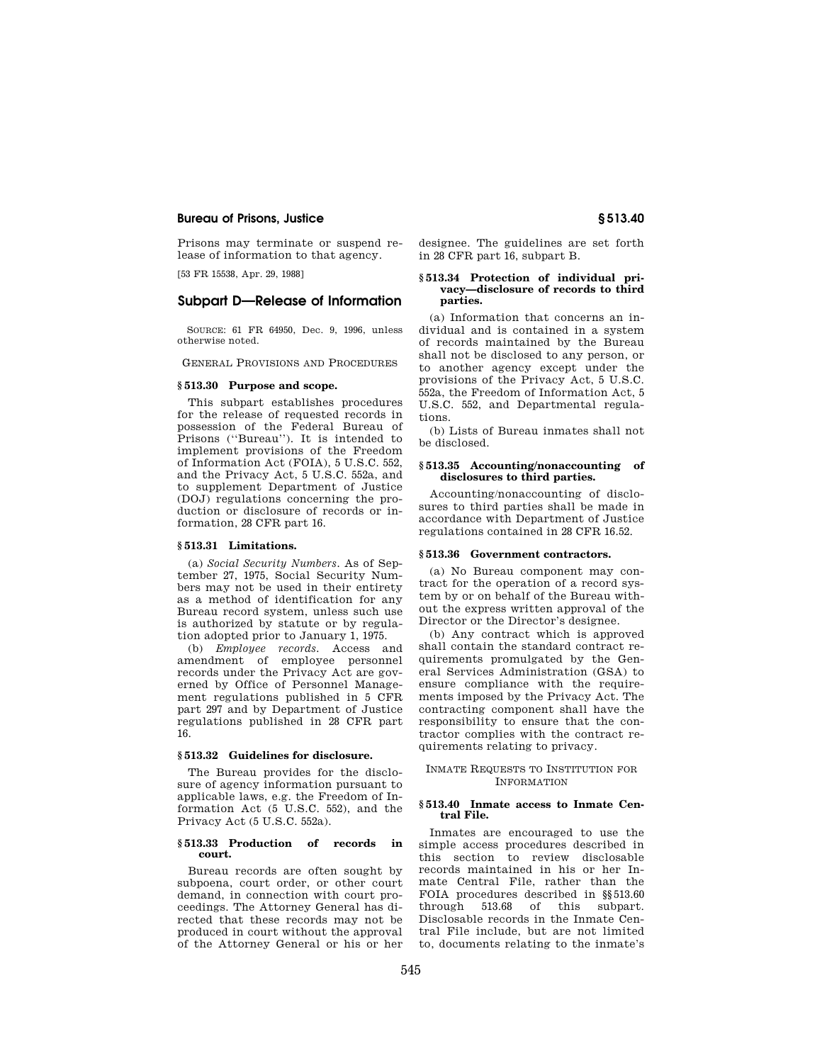Prisons may terminate or suspend release of information to that agency.

[53 FR 15538, Apr. 29, 1988]

## Subpart D—Release of Information

SOURCE: 61 FR 64950, Dec. 9, 1996, unless otherwise noted.

GENERAL PROVISIONS AND PROCEDURES

### § 513.30 Purpose and scope.

This subpart establishes procedures for the release of requested records in possession of the Federal Bureau of Prisons (''Bureau''). It is intended to implement provisions of the Freedom of Information Act (FOIA), 5 U.S.C. 552, and the Privacy Act, 5 U.S.C. 552a, and to supplement Department of Justice (DOJ) regulations concerning the production or disclosure of records or information, 28 CFR part 16.

### § 513.31 Limitations.

(a) *Social Security Numbers.* As of September 27, 1975, Social Security Numbers may not be used in their entirety as a method of identification for any Bureau record system, unless such use is authorized by statute or by regulation adopted prior to January 1, 1975.

(b) *Employee records.* Access and amendment of employee personnel records under the Privacy Act are governed by Office of Personnel Management regulations published in 5 CFR part 297 and by Department of Justice regulations published in 28 CFR part 16.

### § 513.32 Guidelines for disclosure.

The Bureau provides for the disclosure of agency information pursuant to applicable laws, e.g. the Freedom of Information Act (5 U.S.C. 552), and the Privacy Act (5 U.S.C. 552a).

### § 513.33 Production of records in court.

Bureau records are often sought by subpoena, court order, or other court demand, in connection with court proceedings. The Attorney General has directed that these records may not be produced in court without the approval of the Attorney General or his or her designee. The guidelines are set forth in 28 CFR part 16, subpart B.

### § 513.34 Protection of individual privacy—disclosure of records to third parties.

(a) Information that concerns an individual and is contained in a system of records maintained by the Bureau shall not be disclosed to any person, or to another agency except under the provisions of the Privacy Act, 5 U.S.C. 552a, the Freedom of Information Act, 5 U.S.C. 552, and Departmental regulations.

(b) Lists of Bureau inmates shall not be disclosed.

### § 513.35 Accounting/nonaccounting of disclosures to third parties.

Accounting/nonaccounting of disclosures to third parties shall be made in accordance with Department of Justice regulations contained in 28 CFR 16.52.

### § 513.36 Government contractors.

(a) No Bureau component may contract for the operation of a record system by or on behalf of the Bureau without the express written approval of the Director or the Director's designee.

(b) Any contract which is approved shall contain the standard contract requirements promulgated by the General Services Administration (GSA) to ensure compliance with the requirements imposed by the Privacy Act. The contracting component shall have the responsibility to ensure that the contractor complies with the contract requirements relating to privacy.

INMATE REQUESTS TO INSTITUTION FOR INFORMATION

### § 513.40 Inmate access to Inmate Central File.

Inmates are encouraged to use the simple access procedures described in this section to review disclosable records maintained in his or her Inmate Central File, rather than the FOIA procedures described in §§ 513.60 through 513.68 of this subpart. Disclosable records in the Inmate Central File include, but are not limited to, documents relating to the inmate's